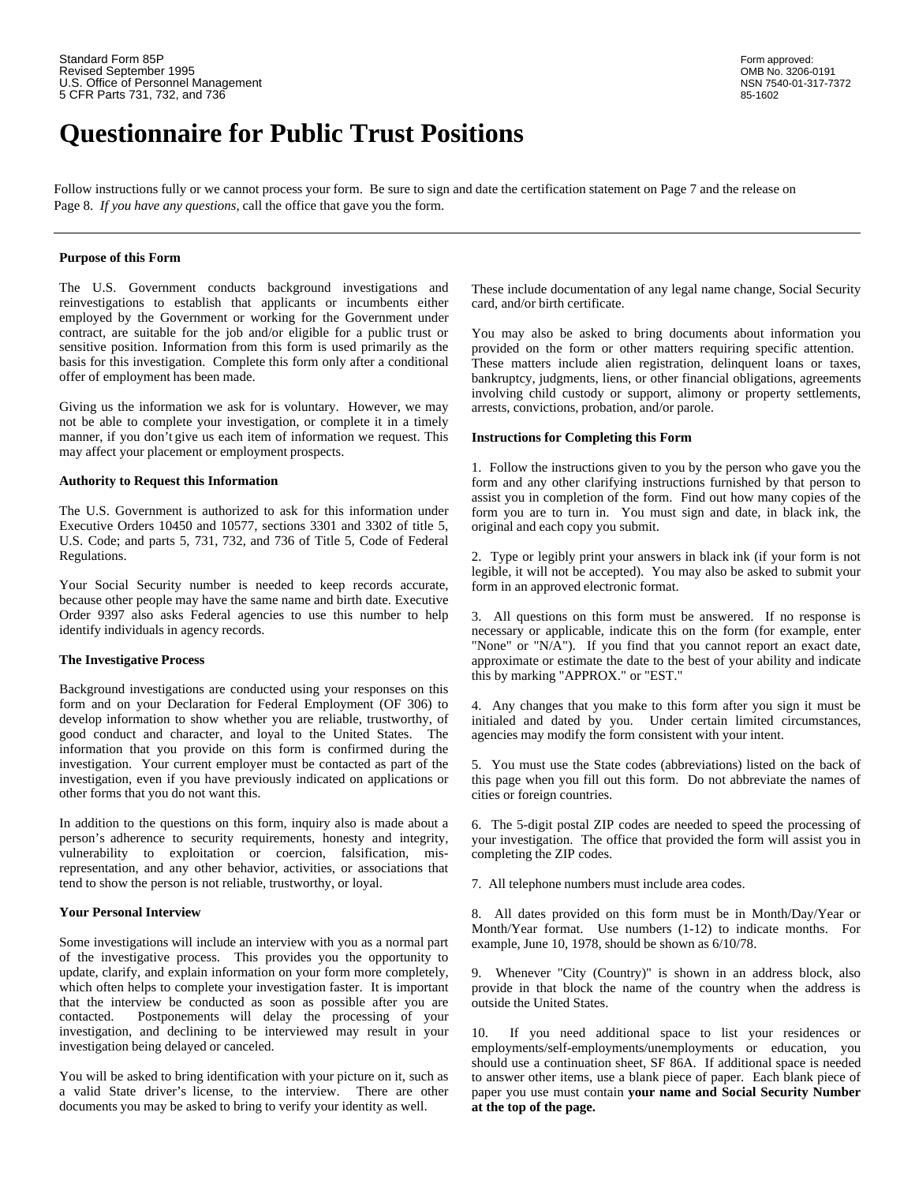Standard Form 85P
Revised September 1995
U.S. Office of Personnel Management
5 CFR Parts 731, 732, and 736

Form approved:
OMB No. 3206-0191
NSN 7540-01-317-7372
85-1602

# Questionnaire for Public Trust Positions

Follow instructions fully or we cannot process your form. Be sure to sign and date the certification statement on Page 7 and the release on Page 8. *If you have any questions*, call the office that gave you the form.

---

### Purpose of this Form

The U.S. Government conducts background investigations and reinvestigations to establish that applicants or incumbents either employed by the Government or working for the Government under contract, are suitable for the job and/or eligible for a public trust or sensitive position. Information from this form is used primarily as the basis for this investigation. Complete this form only after a conditional offer of employment has been made.

Giving us the information we ask for is voluntary. However, we may not be able to complete your investigation, or complete it in a timely manner, if you don't give us each item of information we request. This may affect your placement or employment prospects.

### Authority to Request this Information

The U.S. Government is authorized to ask for this information under Executive Orders 10450 and 10577, sections 3301 and 3302 of title 5, U.S. Code; and parts 5, 731, 732, and 736 of Title 5, Code of Federal Regulations.

Your Social Security number is needed to keep records accurate, because other people may have the same name and birth date. Executive Order 9397 also asks Federal agencies to use this number to help identify individuals in agency records.

### The Investigative Process

Background investigations are conducted using your responses on this form and on your Declaration for Federal Employment (OF 306) to develop information to show whether you are reliable, trustworthy, of good conduct and character, and loyal to the United States. The information that you provide on this form is confirmed during the investigation. Your current employer must be contacted as part of the investigation, even if you have previously indicated on applications or other forms that you do not want this.

In addition to the questions on this form, inquiry also is made about a person's adherence to security requirements, honesty and integrity, vulnerability to exploitation or coercion, falsification, mis-representation, and any other behavior, activities, or associations that tend to show the person is not reliable, trustworthy, or loyal.

### Your Personal Interview

Some investigations will include an interview with you as a normal part of the investigative process. This provides you the opportunity to update, clarify, and explain information on your form more completely, which often helps to complete your investigation faster. It is important that the interview be conducted as soon as possible after you are contacted. Postponements will delay the processing of your investigation, and declining to be interviewed may result in your investigation being delayed or canceled.

You will be asked to bring identification with your picture on it, such as a valid State driver's license, to the interview. There are other documents you may be asked to bring to verify your identity as well. These include documentation of any legal name change, Social Security card, and/or birth certificate.

You may also be asked to bring documents about information you provided on the form or other matters requiring specific attention. These matters include alien registration, delinquent loans or taxes, bankruptcy, judgments, liens, or other financial obligations, agreements involving child custody or support, alimony or property settlements, arrests, convictions, probation, and/or parole.

### Instructions for Completing this Form

1. Follow the instructions given to you by the person who gave you the form and any other clarifying instructions furnished by that person to assist you in completion of the form. Find out how many copies of the form you are to turn in. You must sign and date, in black ink, the original and each copy you submit.

2. Type or legibly print your answers in black ink (if your form is not legible, it will not be accepted). You may also be asked to submit your form in an approved electronic format.

3. All questions on this form must be answered. If no response is necessary or applicable, indicate this on the form (for example, enter "None" or "N/A"). If you find that you cannot report an exact date, approximate or estimate the date to the best of your ability and indicate this by marking "APPROX." or "EST."

4. Any changes that you make to this form after you sign it must be initialed and dated by you. Under certain limited circumstances, agencies may modify the form consistent with your intent.

5. You must use the State codes (abbreviations) listed on the back of this page when you fill out this form. Do not abbreviate the names of cities or foreign countries.

6. The 5-digit postal ZIP codes are needed to speed the processing of your investigation. The office that provided the form will assist you in completing the ZIP codes.

7. All telephone numbers must include area codes.

8. All dates provided on this form must be in Month/Day/Year or Month/Year format. Use numbers (1-12) to indicate months. For example, June 10, 1978, should be shown as 6/10/78.

9. Whenever "City (Country)" is shown in an address block, also provide in that block the name of the country when the address is outside the United States.

10. If you need additional space to list your residences or employments/self-employments/unemployments or education, you should use a continuation sheet, SF 86A. If additional space is needed to answer other items, use a blank piece of paper. Each blank piece of paper you use must contain **your name and Social Security Number at the top of the page.**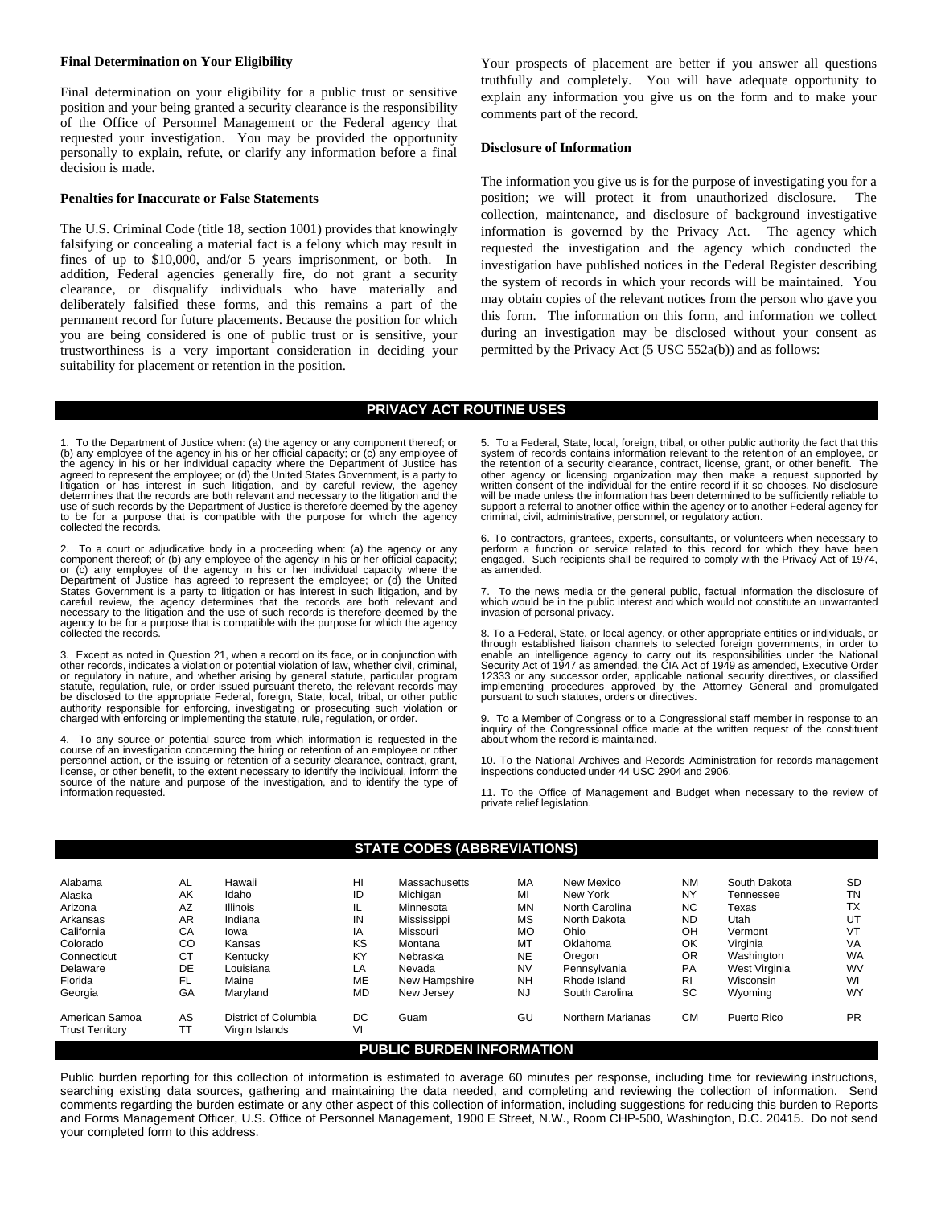### Final Determination on Your Eligibility

Final determination on your eligibility for a public trust or sensitive position and your being granted a security clearance is the responsibility of the Office of Personnel Management or the Federal agency that requested your investigation. You may be provided the opportunity personally to explain, refute, or clarify any information before a final decision is made.

### Penalties for Inaccurate or False Statements

The U.S. Criminal Code (title 18, section 1001) provides that knowingly falsifying or concealing a material fact is a felony which may result in fines of up to $10,000, and/or 5 years imprisonment, or both. In addition, Federal agencies generally fire, do not grant a security clearance, or disqualify individuals who have materially and deliberately falsified these forms, and this remains a part of the permanent record for future placements. Because the position for which you are being considered is one of public trust or is sensitive, your trustworthiness is a very important consideration in deciding your suitability for placement or retention in the position.

Your prospects of placement are better if you answer all questions truthfully and completely. You will have adequate opportunity to explain any information you give us on the form and to make your comments part of the record.

### Disclosure of Information

The information you give us is for the purpose of investigating you for a position; we will protect it from unauthorized disclosure. The collection, maintenance, and disclosure of background investigative information is governed by the Privacy Act. The agency which requested the investigation and the agency which conducted the investigation have published notices in the Federal Register describing the system of records in which your records will be maintained. You may obtain copies of the relevant notices from the person who gave you this form. The information on this form, and information we collect during an investigation may be disclosed without your consent as permitted by the Privacy Act (5 USC 552a(b)) and as follows:

## PRIVACY ACT ROUTINE USES

1. To the Department of Justice when: (a) the agency or any component thereof; or (b) any employee of the agency in his or her official capacity; or (c) any employee of the agency in his or her individual capacity where the Department of Justice has agreed to represent the employee; or (d) the United States Government, is a party to litigation or has interest in such litigation, and by careful review, the agency determines that the records are both relevant and necessary to the litigation and the use of such records by the Department of Justice is therefore deemed by the agency to be for a purpose that is compatible with the purpose for which the agency collected the records.

2. To a court or adjudicative body in a proceeding when: (a) the agency or any component thereof; or (b) any employee of the agency in his or her official capacity; or (c) any employee of the agency in his or her individual capacity where the Department of Justice has agreed to represent the employee; or (d) the United States Government is a party to litigation or has interest in such litigation, and by careful review, the agency determines that the records are both relevant and necessary to the litigation and the use of such records is therefore deemed by the agency to be for a purpose that is compatible with the purpose for which the agency collected the records.

3. Except as noted in Question 21, when a record on its face, or in conjunction with other records, indicates a violation or potential violation of law, whether civil, criminal, or regulatory in nature, and whether arising by general statute, particular program statute, regulation, rule, or order issued pursuant thereto, the relevant records may be disclosed to the appropriate Federal, foreign, State, local, tribal, or other public authority responsible for enforcing, investigating or prosecuting such violation or charged with enforcing or implementing the statute, rule, regulation, or order.

4. To any source or potential source from which information is requested in the course of an investigation concerning the hiring or retention of an employee or other personnel action, or the issuing or retention of a security clearance, contract, grant, license, or other benefit, to the extent necessary to identify the individual, inform the source of the nature and purpose of the investigation, and to identify the type of information requested.

5. To a Federal, State, local, foreign, tribal, or other public authority the fact that this system of records contains information relevant to the retention of an employee, or the retention of a security clearance, contract, license, grant, or other benefit. The other agency or licensing organization may then make a request supported by written consent of the individual for the entire record if it so chooses. No disclosure will be made unless the information has been determined to be sufficiently reliable to support a referral to another office within the agency or to another Federal agency for criminal, civil, administrative, personnel, or regulatory action.

6. To contractors, grantees, experts, consultants, or volunteers when necessary to perform a function or service related to this record for which they have been engaged. Such recipients shall be required to comply with the Privacy Act of 1974, as amended.

7. To the news media or the general public, factual information the disclosure of which would be in the public interest and which would not constitute an unwarranted invasion of personal privacy.

8. To a Federal, State, or local agency, or other appropriate entities or individuals, or through established liaison channels to selected foreign governments, in order to enable an intelligence agency to carry out its responsibilities under the National Security Act of 1947 as amended, the CIA Act of 1949 as amended, Executive Order 12333 or any successor order, applicable national security directives, or classified implementing procedures approved by the Attorney General and promulgated pursuant to such statutes, orders or directives.

9. To a Member of Congress or to a Congressional staff member in response to an inquiry of the Congressional office made at the written request of the constituent about whom the record is maintained.

10. To the National Archives and Records Administration for records management inspections conducted under 44 USC 2904 and 2906.

11. To the Office of Management and Budget when necessary to the review of private relief legislation.

## STATE CODES (ABBREVIATIONS)

| State | Code | State | Code | State | Code | State | Code | State | Code |
|---|---|---|---|---|---|---|---|---|---|
| Alabama | AL | Hawaii | HI | Massachusetts | MA | New Mexico | NM | South Dakota | SD |
| Alaska | AK | Idaho | ID | Michigan | MI | New York | NY | Tennessee | TN |
| Arizona | AZ | Illinois | IL | Minnesota | MN | North Carolina | NC | Texas | TX |
| Arkansas | AR | Indiana | IN | Mississippi | MS | North Dakota | ND | Utah | UT |
| California | CA | Iowa | IA | Missouri | MO | Ohio | OH | Vermont | VT |
| Colorado | CO | Kansas | KS | Montana | MT | Oklahoma | OK | Virginia | VA |
| Connecticut | CT | Kentucky | KY | Nebraska | NE | Oregon | OR | Washington | WA |
| Delaware | DE | Louisiana | LA | Nevada | NV | Pennsylvania | PA | West Virginia | WV |
| Florida | FL | Maine | ME | New Hampshire | NH | Rhode Island | RI | Wisconsin | WI |
| Georgia | GA | Maryland | MD | New Jersey | NJ | South Carolina | SC | Wyoming | WY |
| American Samoa | AS | District of Columbia | DC | Guam | GU | Northern Marianas | CM | Puerto Rico | PR |
| Trust Territory | TT | Virgin Islands | VI | | | | | | |

## PUBLIC BURDEN INFORMATION

Public burden reporting for this collection of information is estimated to average 60 minutes per response, including time for reviewing instructions, searching existing data sources, gathering and maintaining the data needed, and completing and reviewing the collection of information. Send comments regarding the burden estimate or any other aspect of this collection of information, including suggestions for reducing this burden to Reports and Forms Management Officer, U.S. Office of Personnel Management, 1900 E Street, N.W., Room CHP-500, Washington, D.C. 20415. Do not send your completed form to this address.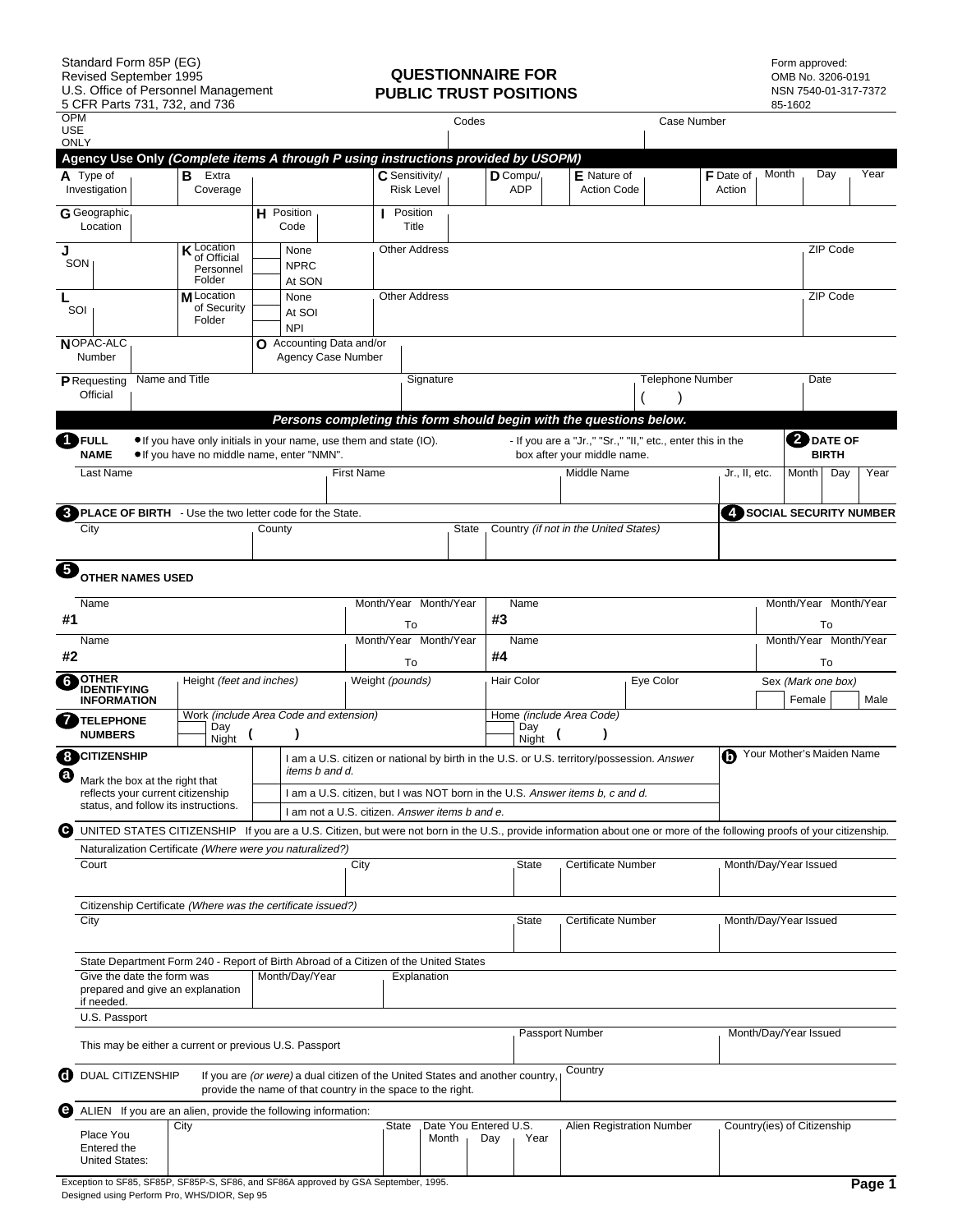Standard Form 85P (EG)
Revised September 1995
U.S. Office of Personnel Management
5 CFR Parts 731, 732, and 736

# QUESTIONNAIRE FOR PUBLIC TRUST POSITIONS

Form approved:
OMB No. 3206-0191
NSN 7540-01-317-7372
85-1602

| OPM USE ONLY | Codes | Case Number |
| --- | --- | --- |
| | | |

**Agency Use Only *(Complete items A through P using instructions provided by USOPM)***

| A Type of Investigation | | B Extra Coverage | | C Sensitivity/ Risk Level | | D Compu/ ADP | | E Nature of Action Code | | F Date of Action | Month | Day | Year |
| --- | --- | --- | --- | --- | --- | --- | --- | --- | --- | --- | --- | --- | --- |

| G Geographic Location | | H Position Code | | I Position Title | |
| --- | --- | --- | --- | --- | --- |

| J SON | K Location of Official Personnel Folder | None / NPRC / At SON | Other Address | ZIP Code |
| --- | --- | --- | --- | --- |
| L SOI | M Location of Security Folder | None / At SOI / NPI | Other Address | ZIP Code |

| N OPAC-ALC Number | | O Accounting Data and/or Agency Case Number | |
| --- | --- | --- | --- |

| P Requesting Official | Name and Title | Signature | Telephone Number ( ) | Date |
| --- | --- | --- | --- | --- |

***Persons completing this form should begin with the questions below.***

**1 FULL NAME**
- If you have only initials in your name, use them and state (IO).
- If you have no middle name, enter "NMN".
- If you are a "Jr.," "Sr.," "II," etc., enter this in the box after your middle name.

**2 DATE OF BIRTH**

| Last Name | First Name | Middle Name | Jr., II, etc. | Month | Day | Year |
| --- | --- | --- | --- | --- | --- | --- |
| | | | | | | |

**3 PLACE OF BIRTH** - Use the two letter code for the State.

**4 SOCIAL SECURITY NUMBER**

| City | County | State | Country *(if not in the United States)* | Social Security Number |
| --- | --- | --- | --- | --- |
| | | | | |

**5 OTHER NAMES USED**

| | Name | Month/Year To Month/Year | | Name | Month/Year To Month/Year |
| --- | --- | --- | --- | --- | --- |
| #1 | | To | #3 | | To |
| #2 | | To | #4 | | To |

**6 OTHER IDENTIFYING INFORMATION**

| Height *(feet and inches)* | Weight *(pounds)* | Hair Color | Eye Color | Sex *(Mark one box)* Female / Male |
| --- | --- | --- | --- | --- |
| | | | | |

**7 TELEPHONE NUMBERS**

| Work *(include Area Code and extension)* | Home *(include Area Code)* |
| --- | --- |
| Day ( ) | Day ( ) |
| Night | Night |

**8 CITIZENSHIP**

**a** Mark the box at the right that reflects your current citizenship status, and follow its instructions.

- I am a U.S. citizen or national by birth in the U.S. or U.S. territory/possession. *Answer items b and d.*
- I am a U.S. citizen, but I was NOT born in the U.S. *Answer items b, c and d.*
- I am not a U.S. citizen. *Answer items b and e.*

**b** Your Mother's Maiden Name

**c** UNITED STATES CITIZENSHIP If you are a U.S. Citizen, but were not born in the U.S., provide information about one or more of the following proofs of your citizenship.

Naturalization Certificate *(Where were you naturalized?)*

| Court | City | State | Certificate Number | Month/Day/Year Issued |
| --- | --- | --- | --- | --- |
| | | | | |

Citizenship Certificate *(Where was the certificate issued?)*

| City | State | Certificate Number | Month/Day/Year Issued |
| --- | --- | --- | --- |
| | | | |

State Department Form 240 - Report of Birth Abroad of a Citizen of the United States

| Give the date the form was prepared and give an explanation if needed. | Month/Day/Year | Explanation |
| --- | --- | --- |
| | | |

U.S. Passport

| This may be either a current or previous U.S. Passport | Passport Number | Month/Day/Year Issued |
| --- | --- | --- |
| | | |

**d** DUAL CITIZENSHIP If you are *(or were)* a dual citizen of the United States and another country, provide the name of that country in the space to the right.

| Country |
| --- |
| |

**e** ALIEN If you are an alien, provide the following information:

| Place You Entered the United States: City | State | Date You Entered U.S. Month | Day | Year | Alien Registration Number | Country(ies) of Citizenship |
| --- | --- | --- | --- | --- | --- | --- |
| | | | | | | |

Exception to SF85, SF85P, SF85P-S, SF86, and SF86A approved by GSA September, 1995.
Designed using Perform Pro, WHS/DIOR, Sep 95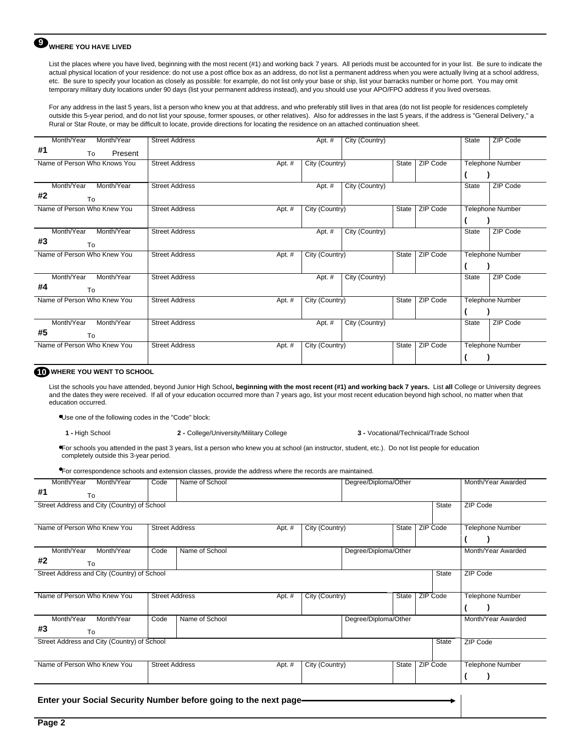## 9 WHERE YOU HAVE LIVED

List the places where you have lived, beginning with the most recent (#1) and working back 7 years. All periods must be accounted for in your list. Be sure to indicate the actual physical location of your residence: do not use a post office box as an address, do not list a permanent address when you were actually living at a school address, etc. Be sure to specify your location as closely as possible: for example, do not list only your base or ship, list your barracks number or home port. You may omit temporary military duty locations under 90 days (list your permanent address instead), and you should use your APO/FPO address if you lived overseas.

For any address in the last 5 years, list a person who knew you at that address, and who preferably still lives in that area (do not list people for residences completely outside this 5-year period, and do not list your spouse, former spouses, or other relatives). Also for addresses in the last 5 years, if the address is "General Delivery," a Rural or Star Route, or may be difficult to locate, provide directions for locating the residence on an attached continuation sheet.

| Month/Year To Month/Year | Street Address | Apt. # | City (Country) | State | ZIP Code | |
|---|---|---|---|---|---|---|
| #1 To Present | | | | | | |
| Name of Person Who Knows You | Street Address | Apt. # | City (Country) | State | ZIP Code | Telephone Number ( ) |
| #2 To | | | | | | |
| Name of Person Who Knew You | Street Address | Apt. # | City (Country) | State | ZIP Code | Telephone Number ( ) |
| #3 To | | | | | | |
| Name of Person Who Knew You | Street Address | Apt. # | City (Country) | State | ZIP Code | Telephone Number ( ) |
| #4 To | | | | | | |
| Name of Person Who Knew You | Street Address | Apt. # | City (Country) | State | ZIP Code | Telephone Number ( ) |
| #5 To | | | | | | |
| Name of Person Who Knew You | Street Address | Apt. # | City (Country) | State | ZIP Code | Telephone Number ( ) |

## 10 WHERE YOU WENT TO SCHOOL

List the schools you have attended, beyond Junior High School**, beginning with the most recent (#1) and working back 7 years.** List **all** College or University degrees and the dates they were received. If all of your education occurred more than 7 years ago, list your most recent education beyond high school, no matter when that education occurred.

- Use one of the following codes in the "Code" block:

  **1 -** High School  **2 -** College/University/Military College  **3 -** Vocational/Technical/Trade School

- For schools you attended in the past 3 years, list a person who knew you at school (an instructor, student, etc.). Do not list people for education completely outside this 3-year period.
- For correspondence schools and extension classes, provide the address where the records are maintained.

| Month/Year To Month/Year | Code | Name of School | Degree/Diploma/Other | Month/Year Awarded |
|---|---|---|---|---|
| #1 To | | | | |
| Street Address and City (Country) of School | | | State | ZIP Code |
| Name of Person Who Knew You | Street Address / Apt. # | City (Country) | State / ZIP Code | Telephone Number ( ) |
| #2 To | | | | |
| Street Address and City (Country) of School | | | State | ZIP Code |
| Name of Person Who Knew You | Street Address / Apt. # | City (Country) | State / ZIP Code | Telephone Number ( ) |
| #3 To | | | | |
| Street Address and City (Country) of School | | | State | ZIP Code |
| Name of Person Who Knew You | Street Address / Apt. # | City (Country) | State / ZIP Code | Telephone Number ( ) |

**Enter your Social Security Number before going to the next page** →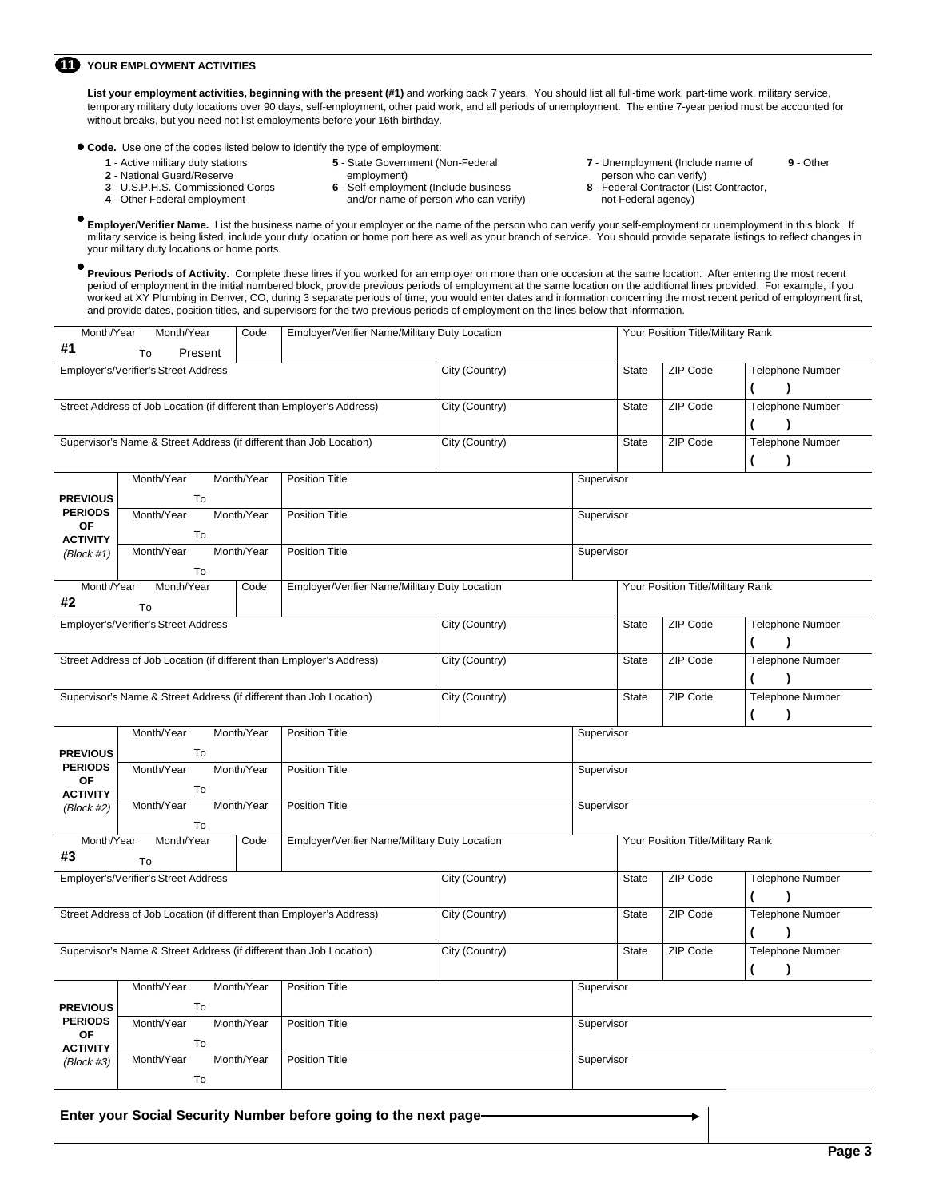## 11 YOUR EMPLOYMENT ACTIVITIES

**List your employment activities, beginning with the present (#1)** and working back 7 years. You should list all full-time work, part-time work, military service, temporary military duty locations over 90 days, self-employment, other paid work, and all periods of unemployment. The entire 7-year period must be accounted for without breaks, but you need not list employments before your 16th birthday.

- **Code.** Use one of the codes listed below to identify the type of employment:
  - **1** - Active military duty stations
  - **2** - National Guard/Reserve
  - **3** - U.S.P.H.S. Commissioned Corps
  - **4** - Other Federal employment
  - **5** - State Government (Non-Federal employment)
  - **6** - Self-employment (Include business and/or name of person who can verify)
  - **7** - Unemployment (Include name of person who can verify)
  - **8** - Federal Contractor (List Contractor, not Federal agency)
  - **9** - Other

- **Employer/Verifier Name.** List the business name of your employer or the name of the person who can verify your self-employment or unemployment in this block. If military service is being listed, include your duty location or home port here as well as your branch of service. You should provide separate listings to reflect changes in your military duty locations or home ports.

- **Previous Periods of Activity.** Complete these lines if you worked for an employer on more than one occasion at the same location. After entering the most recent period of employment in the initial numbered block, provide previous periods of employment at the same location on the additional lines provided. For example, if you worked at XY Plumbing in Denver, CO, during 3 separate periods of time, you would enter dates and information concerning the most recent period of employment first, and provide dates, position titles, and supervisors for the two previous periods of employment on the lines below that information.

| Month/Year To Month/Year | Code | Employer/Verifier Name/Military Duty Location | | Your Position Title/Military Rank | |
|---|---|---|---|---|---|
| **#1** To Present | | | | | |
| Employer's/Verifier's Street Address | | City (Country) | State | ZIP Code | Telephone Number ( ) |
| Street Address of Job Location (if different than Employer's Address) | | City (Country) | State | ZIP Code | Telephone Number ( ) |
| Supervisor's Name & Street Address (if different than Job Location) | | City (Country) | State | ZIP Code | Telephone Number ( ) |

| PREVIOUS PERIODS OF ACTIVITY *(Block #1)* | Month/Year To Month/Year | Position Title | Supervisor |
|---|---|---|---|
| | Month/Year To Month/Year | Position Title | Supervisor |
| | Month/Year To Month/Year | Position Title | Supervisor |
| | Month/Year To Month/Year | Position Title | Supervisor |

| Month/Year To Month/Year | Code | Employer/Verifier Name/Military Duty Location | | Your Position Title/Military Rank | |
|---|---|---|---|---|---|
| **#2** To | | | | | |
| Employer's/Verifier's Street Address | | City (Country) | State | ZIP Code | Telephone Number ( ) |
| Street Address of Job Location (if different than Employer's Address) | | City (Country) | State | ZIP Code | Telephone Number ( ) |
| Supervisor's Name & Street Address (if different than Job Location) | | City (Country) | State | ZIP Code | Telephone Number ( ) |

| PREVIOUS PERIODS OF ACTIVITY *(Block #2)* | Month/Year To Month/Year | Position Title | Supervisor |
|---|---|---|---|
| | Month/Year To Month/Year | Position Title | Supervisor |
| | Month/Year To Month/Year | Position Title | Supervisor |
| | Month/Year To Month/Year | Position Title | Supervisor |

| Month/Year To Month/Year | Code | Employer/Verifier Name/Military Duty Location | | Your Position Title/Military Rank | |
|---|---|---|---|---|---|
| **#3** To | | | | | |
| Employer's/Verifier's Street Address | | City (Country) | State | ZIP Code | Telephone Number ( ) |
| Street Address of Job Location (if different than Employer's Address) | | City (Country) | State | ZIP Code | Telephone Number ( ) |
| Supervisor's Name & Street Address (if different than Job Location) | | City (Country) | State | ZIP Code | Telephone Number ( ) |

| PREVIOUS PERIODS OF ACTIVITY *(Block #3)* | Month/Year To Month/Year | Position Title | Supervisor |
|---|---|---|---|
| | Month/Year To Month/Year | Position Title | Supervisor |
| | Month/Year To Month/Year | Position Title | Supervisor |
| | Month/Year To Month/Year | Position Title | Supervisor |

**Enter your Social Security Number before going to the next page** →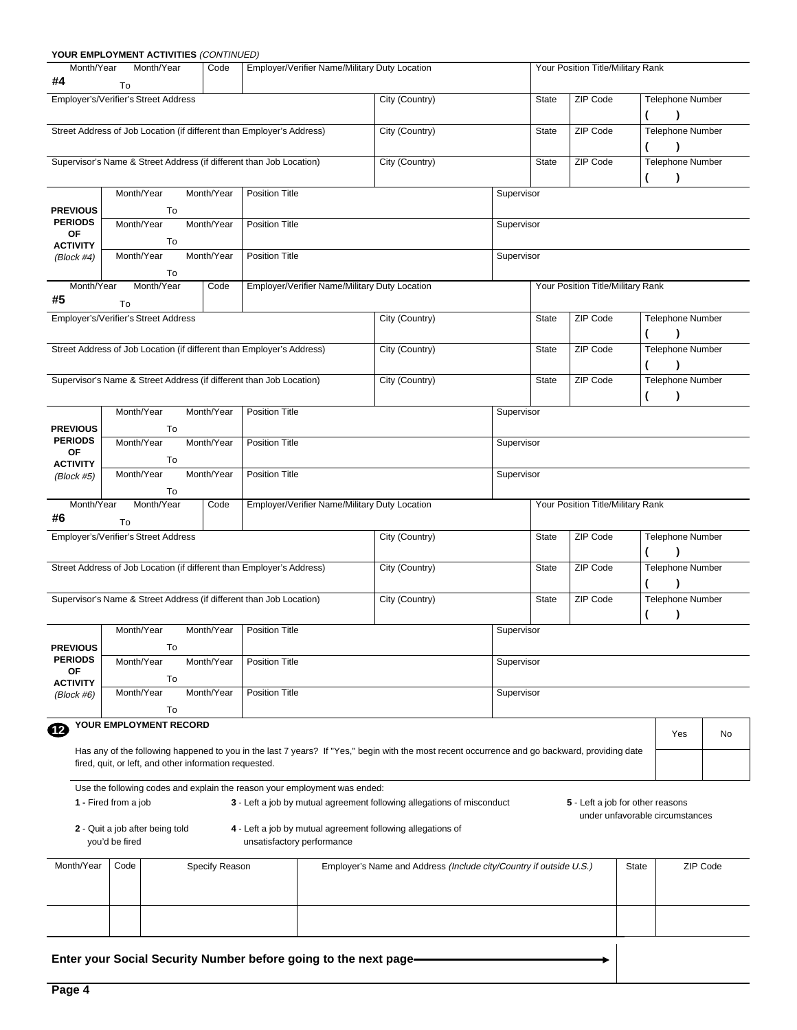**YOUR EMPLOYMENT ACTIVITIES** *(CONTINUED)*

| Month/Year | Month/Year | Code | Employer/Verifier Name/Military Duty Location | | Your Position Title/Military Rank | | |
|---|---|---|---|---|---|---|---|
| **#4** | To | | | | | | |
| Employer's/Verifier's Street Address | | | | City (Country) | State | ZIP Code | Telephone Number ( ) |
| Street Address of Job Location (if different than Employer's Address) | | | | City (Country) | State | ZIP Code | Telephone Number ( ) |
| Supervisor's Name & Street Address (if different than Job Location) | | | | City (Country) | State | ZIP Code | Telephone Number ( ) |

| **PREVIOUS PERIODS OF ACTIVITY** *(Block #4)* | Month/Year To Month/Year | Position Title | Supervisor |
|---|---|---|---|
| | Month/Year To Month/Year | Position Title | Supervisor |
| | Month/Year To Month/Year | Position Title | Supervisor |
| | Month/Year To Month/Year | Position Title | Supervisor |

| Month/Year | Month/Year | Code | Employer/Verifier Name/Military Duty Location | | Your Position Title/Military Rank | | |
|---|---|---|---|---|---|---|---|
| **#5** | To | | | | | | |
| Employer's/Verifier's Street Address | | | | City (Country) | State | ZIP Code | Telephone Number ( ) |
| Street Address of Job Location (if different than Employer's Address) | | | | City (Country) | State | ZIP Code | Telephone Number ( ) |
| Supervisor's Name & Street Address (if different than Job Location) | | | | City (Country) | State | ZIP Code | Telephone Number ( ) |

| **PREVIOUS PERIODS OF ACTIVITY** *(Block #5)* | Month/Year To Month/Year | Position Title | Supervisor |
|---|---|---|---|
| | Month/Year To Month/Year | Position Title | Supervisor |
| | Month/Year To Month/Year | Position Title | Supervisor |
| | Month/Year To Month/Year | Position Title | Supervisor |

| Month/Year | Month/Year | Code | Employer/Verifier Name/Military Duty Location | | Your Position Title/Military Rank | | |
|---|---|---|---|---|---|---|---|
| **#6** | To | | | | | | |
| Employer's/Verifier's Street Address | | | | City (Country) | State | ZIP Code | Telephone Number ( ) |
| Street Address of Job Location (if different than Employer's Address) | | | | City (Country) | State | ZIP Code | Telephone Number ( ) |
| Supervisor's Name & Street Address (if different than Job Location) | | | | City (Country) | State | ZIP Code | Telephone Number ( ) |

| **PREVIOUS PERIODS OF ACTIVITY** *(Block #6)* | Month/Year To Month/Year | Position Title | Supervisor |
|---|---|---|---|
| | Month/Year To Month/Year | Position Title | Supervisor |
| | Month/Year To Month/Year | Position Title | Supervisor |
| | Month/Year To Month/Year | Position Title | Supervisor |

## 12 YOUR EMPLOYMENT RECORD

| | Yes | No |
|---|---|---|
| Has any of the following happened to you in the last 7 years? If "Yes," begin with the most recent occurrence and go backward, providing date fired, quit, or left, and other information requested. | | |

Use the following codes and explain the reason your employment was ended:

**1** - Fired from a job

**2** - Quit a job after being told you'd be fired

**3** - Left a job by mutual agreement following allegations of misconduct

**4** - Left a job by mutual agreement following allegations of unsatisfactory performance

**5** - Left a job for other reasons under unfavorable circumstances

| Month/Year | Code | Specify Reason | Employer's Name and Address *(Include city/Country if outside U.S.)* | State | ZIP Code |
|---|---|---|---|---|---|
| | | | | | |
| | | | | | |

**Enter your Social Security Number before going to the next page** →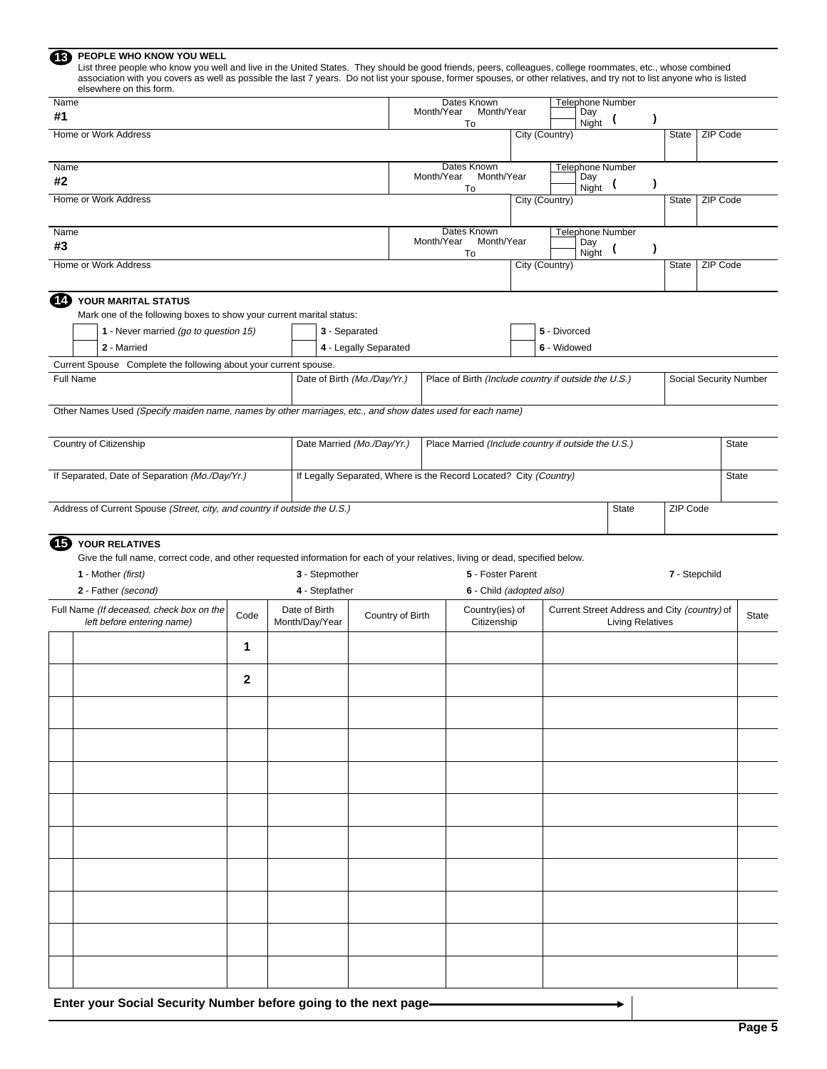## 13 PEOPLE WHO KNOW YOU WELL

List three people who know you well and live in the United States. They should be good friends, peers, colleagues, college roommates, etc., whose combined association with you covers as well as possible the last 7 years. Do not list your spouse, former spouses, or other relatives, and try not to list anyone who is listed elsewhere on this form.

| Name | Dates Known Month/Year To Month/Year | Telephone Number | | |
|---|---|---|---|---|
| #1 | To | Day / Night ( ) | | |
| Home or Work Address | City (Country) | | State | ZIP Code |
| | | | | |

| Name | Dates Known Month/Year To Month/Year | Telephone Number | | |
|---|---|---|---|---|
| #2 | To | Day / Night ( ) | | |
| Home or Work Address | City (Country) | | State | ZIP Code |
| | | | | |

| Name | Dates Known Month/Year To Month/Year | Telephone Number | | |
|---|---|---|---|---|
| #3 | To | Day / Night ( ) | | |
| Home or Work Address | City (Country) | | State | ZIP Code |
| | | | | |

## 14 YOUR MARITAL STATUS

Mark one of the following boxes to show your current marital status:

- 1 - Never married *(go to question 15)*
- 2 - Married
- 3 - Separated
- 4 - Legally Separated
- 5 - Divorced
- 6 - Widowed

Current Spouse Complete the following about your current spouse.

| Full Name | Date of Birth *(Mo./Day/Yr.)* | Place of Birth *(Include country if outside the U.S.)* | Social Security Number |
|---|---|---|---|
| | | | |

Other Names Used *(Specify maiden name, names by other marriages, etc., and show dates used for each name)*

| Country of Citizenship | Date Married *(Mo./Day/Yr.)* | Place Married *(Include country if outside the U.S.)* | State |
|---|---|---|---|
| | | | |

| If Separated, Date of Separation *(Mo./Day/Yr.)* | If Legally Separated, Where is the Record Located? City *(Country)* | State |
|---|---|---|
| | | |

| Address of Current Spouse *(Street, city, and country if outside the U.S.)* | State | ZIP Code |
|---|---|---|
| | | |

## 15 YOUR RELATIVES

Give the full name, correct code, and other requested information for each of your relatives, living or dead, specified below.

- 1 - Mother *(first)*
- 2 - Father *(second)*
- 3 - Stepmother
- 4 - Stepfather
- 5 - Foster Parent
- 6 - Child *(adopted also)*
- 7 - Stepchild

| | Full Name *(If deceased, check box on the left before entering name)* | Code | Date of Birth Month/Day/Year | Country of Birth | Country(ies) of Citizenship | Current Street Address and City *(country)* of Living Relatives | State |
|---|---|---|---|---|---|---|---|
| | | 1 | | | | | |
| | | 2 | | | | | |
| | | | | | | | |
| | | | | | | | |
| | | | | | | | |
| | | | | | | | |
| | | | | | | | |
| | | | | | | | |
| | | | | | | | |
| | | | | | | | |
| | | | | | | | |

**Enter your Social Security Number before going to the next page** →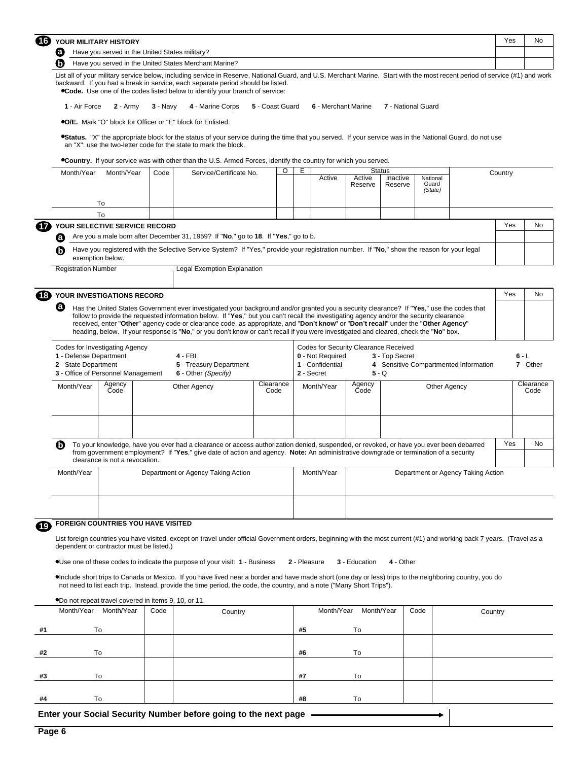## 16 YOUR MILITARY HISTORY

| | | Yes | No |
|---|---|---|---|
| a | Have you served in the United States military? | | |
| b | Have you served in the United States Merchant Marine? | | |

List all of your military service below, including service in Reserve, National Guard, and U.S. Merchant Marine. Start with the most recent period of service (#1) and work backward. If you had a break in service, each separate period should be listed.

- **Code.** Use one of the codes listed below to identify your branch of service:

**1** - Air Force **2** - Army **3** - Navy **4** - Marine Corps **5** - Coast Guard **6** - Merchant Marine **7** - National Guard

- **O/E.** Mark "O" block for Officer or "E" block for Enlisted.
- **Status.** "X" the appropriate block for the status of your service during the time that you served. If your service was in the National Guard, do not use an "X": use the two-letter code for the state to mark the block.
- **Country.** If your service was with other than the U.S. Armed Forces, identify the country for which you served.

| Month/Year | Month/Year | Code | Service/Certificate No. | O | E | Status | | | | Country |
|---|---|---|---|---|---|---|---|---|---|---|
| | | | | | | Active | Active Reserve | Inactive Reserve | National Guard *(State)* | |
| To | | | | | | | | | | |
| To | | | | | | | | | | |

## 17 YOUR SELECTIVE SERVICE RECORD

| | | Yes | No |
|---|---|---|---|
| a | Are you a male born after December 31, 1959? If "**No**," go to **18**. If "**Yes**," go to b. | | |
| b | Have you registered with the Selective Service System? If "Yes," provide your registration number. If "**No**," show the reason for your legal exemption below. | | |

| Registration Number | Legal Exemption Explanation |
|---|---|
| | |

## 18 YOUR INVESTIGATIONS RECORD

| | | Yes | No |
|---|---|---|---|
| a | Has the United States Government ever investigated your background and/or granted you a security clearance? If "**Yes**," use the codes that follow to provide the requested information below. If "**Yes**," but you can't recall the investigating agency and/or the security clearance received, enter "**Other**" agency code or clearance code, as appropriate, and "**Don't know**" or "**Don't recall**" under the "**Other Agency**" heading, below. If your response is "**No**," or you don't know or can't recall if you were investigated and cleared, check the "**No**" box. | | |

Codes for Investigating Agency
**1** - Defense Department
**2** - State Department
**3** - Office of Personnel Management
**4** - FBI
**5** - Treasury Department
**6** - Other *(Specify)*

Codes for Security Clearance Received
**0** - Not Required
**1** - Confidential
**2** - Secret
**3** - Top Secret
**4** - Sensitive Compartmented Information
**5** - Q
**6** - L
**7** - Other

| Month/Year | Agency Code | Other Agency | Clearance Code | Month/Year | Agency Code | Other Agency | Clearance Code |
|---|---|---|---|---|---|---|---|
| | | | | | | | |
| | | | | | | | |

| | | Yes | No |
|---|---|---|---|
| b | To your knowledge, have you ever had a clearance or access authorization denied, suspended, or revoked, or have you ever been debarred from government employment? If "**Yes**," give date of action and agency. **Note:** An administrative downgrade or termination of a security clearance is not a revocation. | | |

| Month/Year | Department or Agency Taking Action | Month/Year | Department or Agency Taking Action |
|---|---|---|---|
| | | | |
| | | | |

## 19 FOREIGN COUNTRIES YOU HAVE VISITED

List foreign countries you have visited, except on travel under official Government orders, beginning with the most current (#1) and working back 7 years. (Travel as a dependent or contractor must be listed.)

- Use one of these codes to indicate the purpose of your visit: **1** - Business **2** - Pleasure **3** - Education **4** - Other
- Include short trips to Canada or Mexico. If you have lived near a border and have made short (one day or less) trips to the neighboring country, you do not need to list each trip. Instead, provide the time period, the code, the country, and a note ("Many Short Trips").
- Do not repeat travel covered in items 9, 10, or 11.

| | Month/Year | Month/Year | Code | Country | | Month/Year | Month/Year | Code | Country |
|---|---|---|---|---|---|---|---|---|---|
| #1 | To | | | | #5 | To | | | |
| #2 | To | | | | #6 | To | | | |
| #3 | To | | | | #7 | To | | | |
| #4 | To | | | | #8 | To | | | |

**Enter your Social Security Number before going to the next page**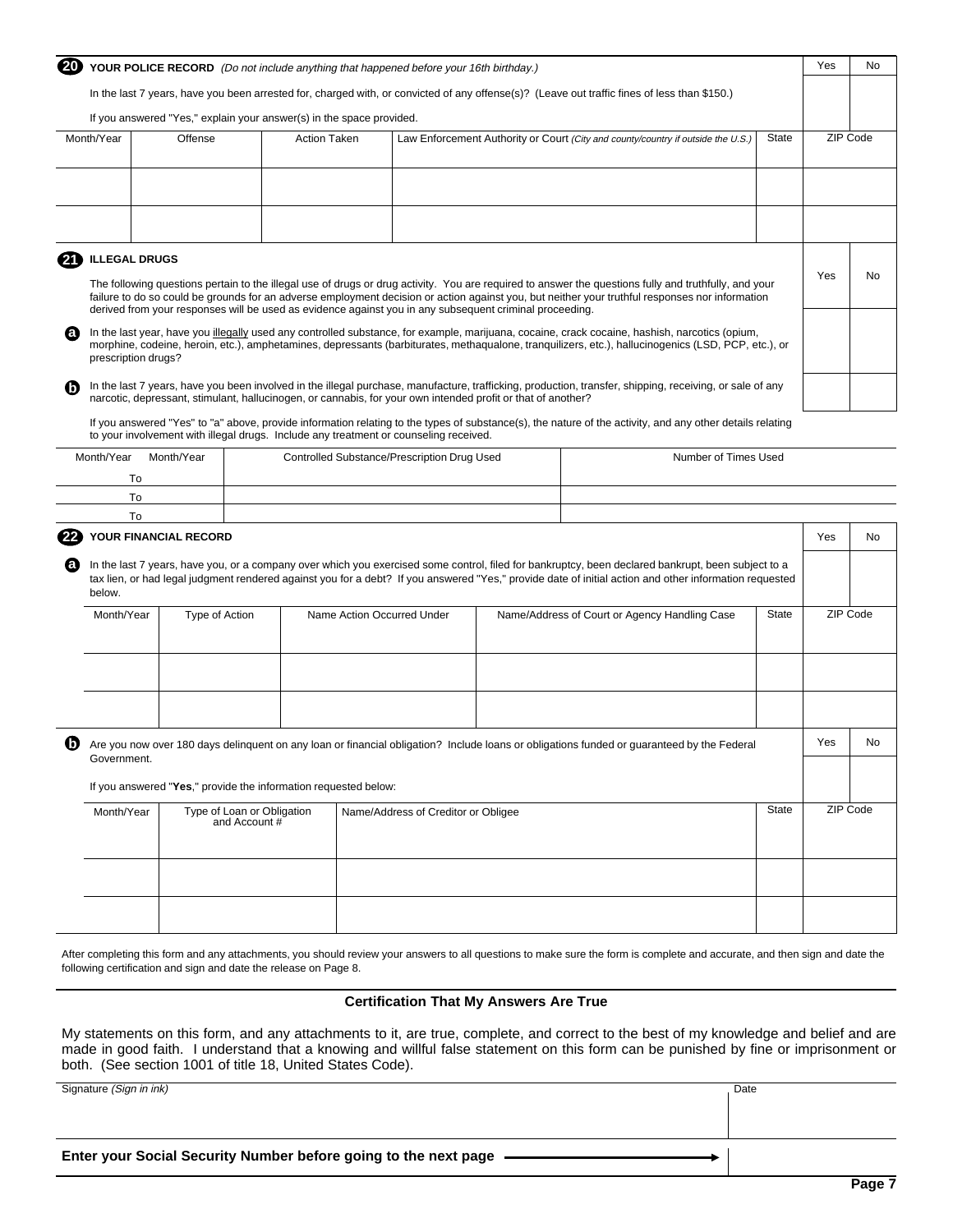## 20 YOUR POLICE RECORD *(Do not include anything that happened before your 16th birthday.)*

| | Yes | No |
|---|---|---|
| In the last 7 years, have you been arrested for, charged with, or convicted of any offense(s)? (Leave out traffic fines of less than $150.) | | |

If you answered "Yes," explain your answer(s) in the space provided.

| Month/Year | Offense | Action Taken | Law Enforcement Authority or Court *(City and county/country if outside the U.S.)* | State | ZIP Code |
|---|---|---|---|---|---|
| | | | | | |
| | | | | | |
| | | | | | |

## 21 ILLEGAL DRUGS

The following questions pertain to the illegal use of drugs or drug activity. You are required to answer the questions fully and truthfully, and your failure to do so could be grounds for an adverse employment decision or action against you, but neither your truthful responses nor information derived from your responses will be used as evidence against you in any subsequent criminal proceeding.

| | Yes | No |
|---|---|---|
| **a** In the last year, have you illegally used any controlled substance, for example, marijuana, cocaine, crack cocaine, hashish, narcotics (opium, morphine, codeine, heroin, etc.), amphetamines, depressants (barbiturates, methaqualone, tranquilizers, etc.), hallucinogenics (LSD, PCP, etc.), or prescription drugs? | | |
| **b** In the last 7 years, have you been involved in the illegal purchase, manufacture, trafficking, production, transfer, shipping, receiving, or sale of any narcotic, depressant, stimulant, hallucinogen, or cannabis, for your own intended profit or that of another? | | |

If you answered "Yes" to "a" above, provide information relating to the types of substance(s), the nature of the activity, and any other details relating to your involvement with illegal drugs. Include any treatment or counseling received.

| Month/Year To Month/Year | Controlled Substance/Prescription Drug Used | Number of Times Used |
|---|---|---|
| To | | |
| To | | |
| To | | |

## 22 YOUR FINANCIAL RECORD

| | Yes | No |
|---|---|---|
| **a** In the last 7 years, have you, or a company over which you exercised some control, filed for bankruptcy, been declared bankrupt, been subject to a tax lien, or had legal judgment rendered against you for a debt? If you answered "Yes," provide date of initial action and other information requested below. | | |

| Month/Year | Type of Action | Name Action Occurred Under | Name/Address of Court or Agency Handling Case | State | ZIP Code |
|---|---|---|---|---|---|
| | | | | | |
| | | | | | |
| | | | | | |

| | Yes | No |
|---|---|---|
| **b** Are you now over 180 days delinquent on any loan or financial obligation? Include loans or obligations funded or guaranteed by the Federal Government. | | |

If you answered "**Yes**," provide the information requested below:

| Month/Year | Type of Loan or Obligation and Account # | Name/Address of Creditor or Obligee | State | ZIP Code |
|---|---|---|---|---|
| | | | | |
| | | | | |
| | | | | |

After completing this form and any attachments, you should review your answers to all questions to make sure the form is complete and accurate, and then sign and date the following certification and sign and date the release on Page 8.

### Certification That My Answers Are True

My statements on this form, and any attachments to it, are true, complete, and correct to the best of my knowledge and belief and are made in good faith. I understand that a knowing and willful false statement on this form can be punished by fine or imprisonment or both. (See section 1001 of title 18, United States Code).

| Signature *(Sign in ink)* | Date |
|---|---|
| | |

**Enter your Social Security Number before going to the next page** →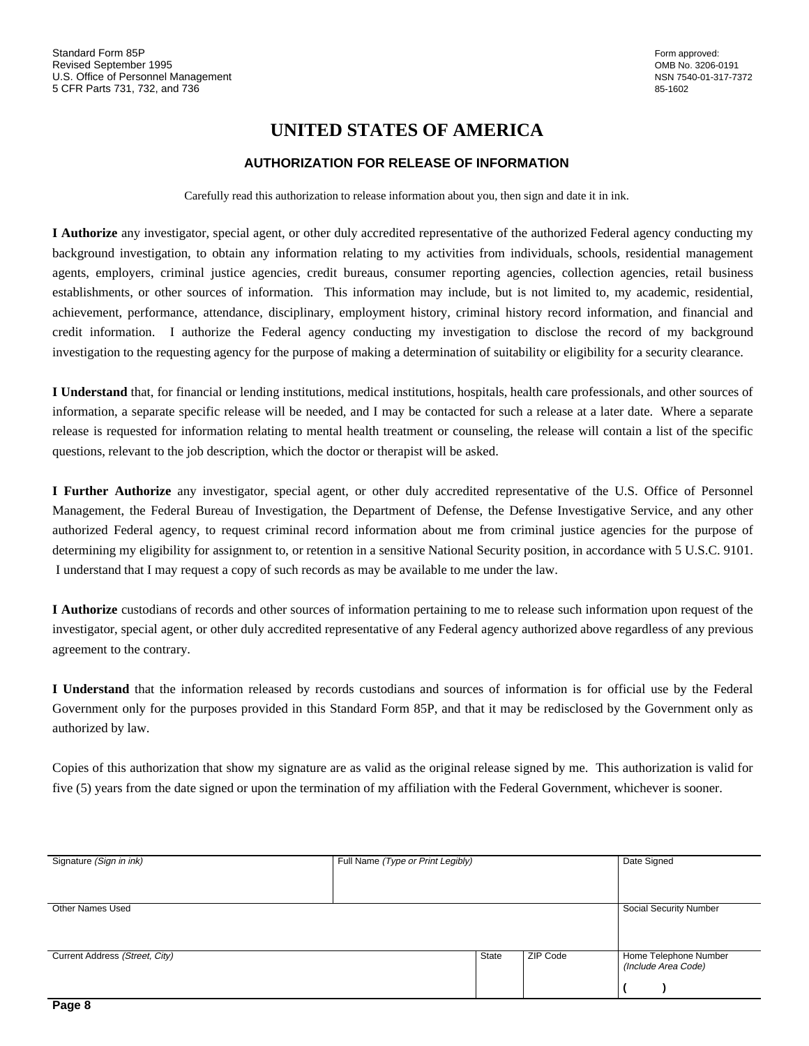Standard Form 85P
Revised September 1995
U.S. Office of Personnel Management
5 CFR Parts 731, 732, and 736

Form approved:
OMB No. 3206-0191
NSN 7540-01-317-7372
85-1602

# UNITED STATES OF AMERICA

## AUTHORIZATION FOR RELEASE OF INFORMATION

Carefully read this authorization to release information about you, then sign and date it in ink.

**I Authorize** any investigator, special agent, or other duly accredited representative of the authorized Federal agency conducting my background investigation, to obtain any information relating to my activities from individuals, schools, residential management agents, employers, criminal justice agencies, credit bureaus, consumer reporting agencies, collection agencies, retail business establishments, or other sources of information. This information may include, but is not limited to, my academic, residential, achievement, performance, attendance, disciplinary, employment history, criminal history record information, and financial and credit information. I authorize the Federal agency conducting my investigation to disclose the record of my background investigation to the requesting agency for the purpose of making a determination of suitability or eligibility for a security clearance.

**I Understand** that, for financial or lending institutions, medical institutions, hospitals, health care professionals, and other sources of information, a separate specific release will be needed, and I may be contacted for such a release at a later date. Where a separate release is requested for information relating to mental health treatment or counseling, the release will contain a list of the specific questions, relevant to the job description, which the doctor or therapist will be asked.

**I Further Authorize** any investigator, special agent, or other duly accredited representative of the U.S. Office of Personnel Management, the Federal Bureau of Investigation, the Department of Defense, the Defense Investigative Service, and any other authorized Federal agency, to request criminal record information about me from criminal justice agencies for the purpose of determining my eligibility for assignment to, or retention in a sensitive National Security position, in accordance with 5 U.S.C. 9101. I understand that I may request a copy of such records as may be available to me under the law.

**I Authorize** custodians of records and other sources of information pertaining to me to release such information upon request of the investigator, special agent, or other duly accredited representative of any Federal agency authorized above regardless of any previous agreement to the contrary.

**I Understand** that the information released by records custodians and sources of information is for official use by the Federal Government only for the purposes provided in this Standard Form 85P, and that it may be redisclosed by the Government only as authorized by law.

Copies of this authorization that show my signature are as valid as the original release signed by me. This authorization is valid for five (5) years from the date signed or upon the termination of my affiliation with the Federal Government, whichever is sooner.

| Signature *(Sign in ink)* | Full Name *(Type or Print Legibly)* | | | Date Signed |
|---|---|---|---|---|
| Other Names Used | | | | Social Security Number |
| Current Address *(Street, City)* | | State | ZIP Code | Home Telephone Number *(Include Area Code)* ( ) |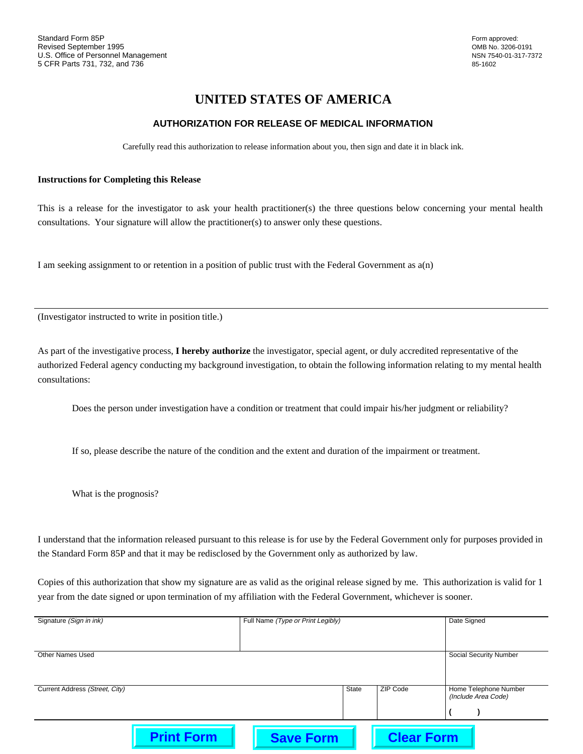Standard Form 85P
Revised September 1995
U.S. Office of Personnel Management
5 CFR Parts 731, 732, and 736

Form approved:
OMB No. 3206-0191
NSN 7540-01-317-7372
85-1602

# UNITED STATES OF AMERICA

## AUTHORIZATION FOR RELEASE OF MEDICAL INFORMATION

Carefully read this authorization to release information about you, then sign and date it in black ink.

**Instructions for Completing this Release**

This is a release for the investigator to ask your health practitioner(s) the three questions below concerning your mental health consultations. Your signature will allow the practitioner(s) to answer only these questions.

I am seeking assignment to or retention in a position of public trust with the Federal Government as a(n)

(Investigator instructed to write in position title.)

As part of the investigative process, **I hereby authorize** the investigator, special agent, or duly accredited representative of the authorized Federal agency conducting my background investigation, to obtain the following information relating to my mental health consultations:

> Does the person under investigation have a condition or treatment that could impair his/her judgment or reliability?
>
> If so, please describe the nature of the condition and the extent and duration of the impairment or treatment.
>
> What is the prognosis?

I understand that the information released pursuant to this release is for use by the Federal Government only for purposes provided in the Standard Form 85P and that it may be redisclosed by the Government only as authorized by law.

Copies of this authorization that show my signature are as valid as the original release signed by me. This authorization is valid for 1 year from the date signed or upon termination of my affiliation with the Federal Government, whichever is sooner.

| | | | |
|---|---|---|---|
| Signature *(Sign in ink)* | Full Name *(Type or Print Legibly)* | | Date Signed |
| Other Names Used | | | Social Security Number |
| Current Address *(Street, City)* | State | ZIP Code | Home Telephone Number *(Include Area Code)* ( ) |

Print Form | Save Form | Clear Form